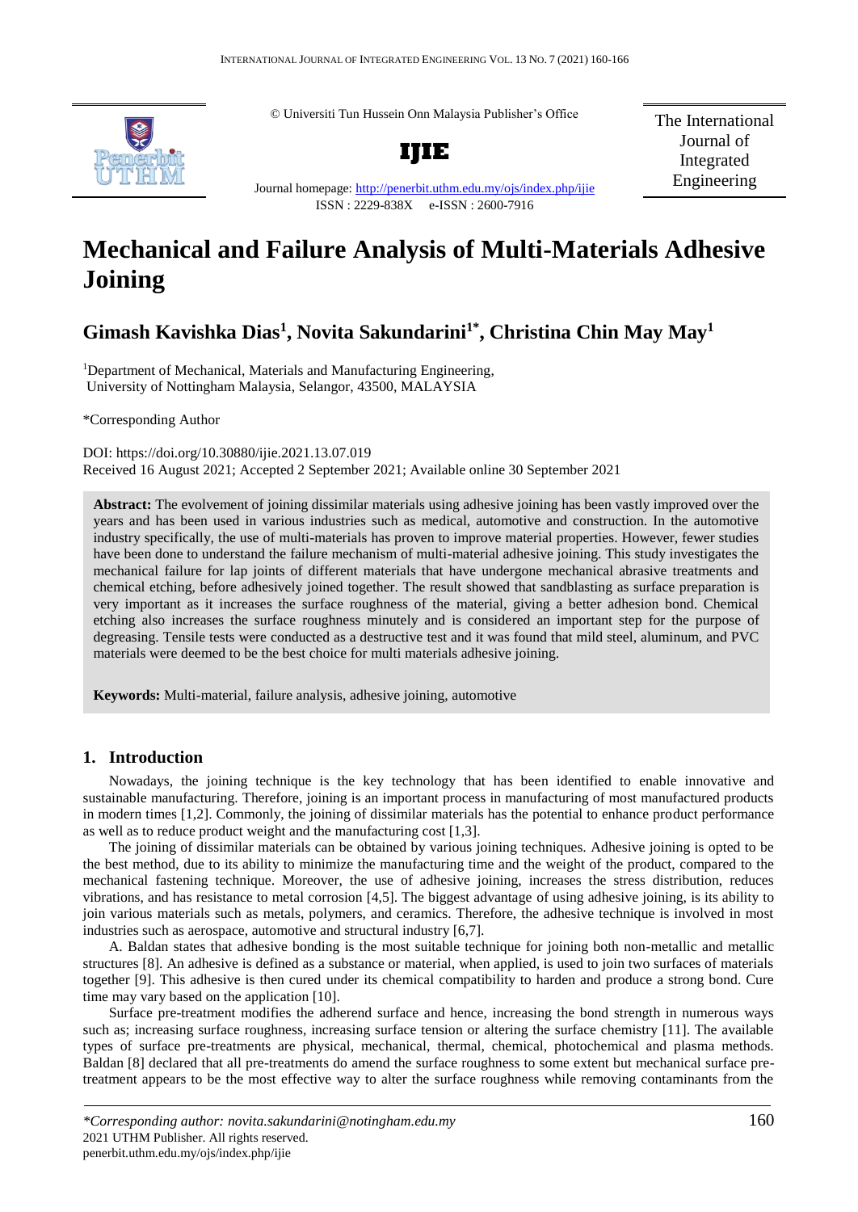© Universiti Tun Hussein Onn Malaysia Publisher's Office

**IJIE**

Journal homepage: http://penerbit.uthm.edu.my/ojs/index.php/ijie

ISSN : 2229-838X e-ISSN : 2600-7916

The International Journal of Integrated Engineering

# Mechanical and Failure Analysis of Multi-Materials Adhesive Joining

## Gimash Kavishka Dias[1], Novita Sakundarini[1*], Christina Chin May May[1]

[1]Department of Mechanical, Materials and Manufacturing Engineering, University of Nottingham Malaysia, Selangor, 43500, MALAYSIA

*Corresponding Author

DOI: https://doi.org/10.30880/ijie.2021.13.07.019

Received 16 August 2021; Accepted 2 September 2021; Available online 30 September 2021

**Abstract:** The evolvement of joining dissimilar materials using adhesive joining has been vastly improved over the years and has been used in various industries such as medical, automotive and construction. In the automotive industry specifically, the use of multi-materials has proven to improve material properties. However, fewer studies have been done to understand the failure mechanism of multi-material adhesive joining. This study investigates the mechanical failure for lap joints of different materials that have undergone mechanical abrasive treatments and chemical etching, before adhesively joined together. The result showed that sandblasting as surface preparation is very important as it increases the surface roughness of the material, giving a better adhesion bond. Chemical etching also increases the surface roughness minutely and is considered an important step for the purpose of degreasing. Tensile tests were conducted as a destructive test and it was found that mild steel, aluminum, and PVC materials were deemed to be the best choice for multi materials adhesive joining.

**Keywords:** Multi-material, failure analysis, adhesive joining, automotive

## 1. Introduction

Nowadays, the joining technique is the key technology that has been identified to enable innovative and sustainable manufacturing. Therefore, joining is an important process in manufacturing of most manufactured products in modern times [1,2]. Commonly, the joining of dissimilar materials has the potential to enhance product performance as well as to reduce product weight and the manufacturing cost [1,3].

The joining of dissimilar materials can be obtained by various joining techniques. Adhesive joining is opted to be the best method, due to its ability to minimize the manufacturing time and the weight of the product, compared to the mechanical fastening technique. Moreover, the use of adhesive joining, increases the stress distribution, reduces vibrations, and has resistance to metal corrosion [4,5]. The biggest advantage of using adhesive joining, is its ability to join various materials such as metals, polymers, and ceramics. Therefore, the adhesive technique is involved in most industries such as aerospace, automotive and structural industry [6,7].

A. Baldan states that adhesive bonding is the most suitable technique for joining both non-metallic and metallic structures [8]. An adhesive is defined as a substance or material, when applied, is used to join two surfaces of materials together [9]. This adhesive is then cured under its chemical compatibility to harden and produce a strong bond. Cure time may vary based on the application [10].

Surface pre-treatment modifies the adherend surface and hence, increasing the bond strength in numerous ways such as; increasing surface roughness, increasing surface tension or altering the surface chemistry [11]. The available types of surface pre-treatments are physical, mechanical, thermal, chemical, photochemical and plasma methods. Baldan [8] declared that all pre-treatments do amend the surface roughness to some extent but mechanical surface pre-treatment appears to be the most effective way to alter the surface roughness while removing contaminants from the

*\*Corresponding author: novita.sakundarini@notingham.edu.my*
2021 UTHM Publisher. All rights reserved.
penerbit.uthm.edu.my/ojs/index.php/ijie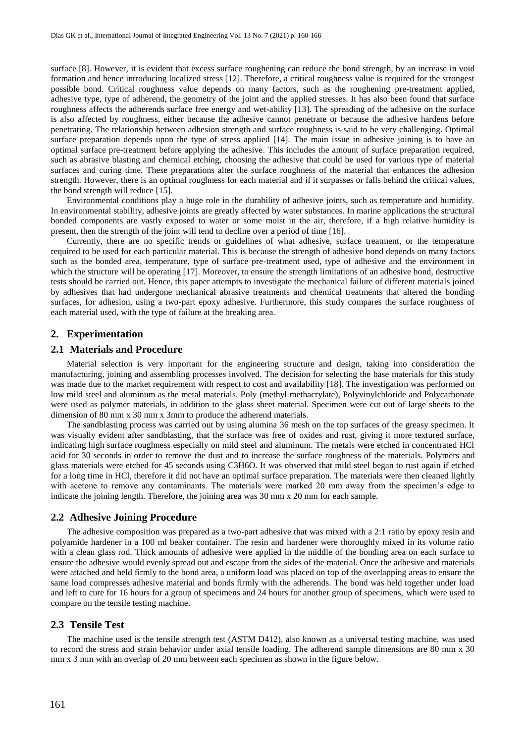surface [8]. However, it is evident that excess surface roughening can reduce the bond strength, by an increase in void formation and hence introducing localized stress [12]. Therefore, a critical roughness value is required for the strongest possible bond. Critical roughness value depends on many factors, such as the roughening pre-treatment applied, adhesive type, type of adherend, the geometry of the joint and the applied stresses. It has also been found that surface roughness affects the adherends surface free energy and wet-ability [13]. The spreading of the adhesive on the surface is also affected by roughness, either because the adhesive cannot penetrate or because the adhesive hardens before penetrating. The relationship between adhesion strength and surface roughness is said to be very challenging. Optimal surface preparation depends upon the type of stress applied [14]. The main issue in adhesive joining is to have an optimal surface pre-treatment before applying the adhesive. This includes the amount of surface preparation required, such as abrasive blasting and chemical etching, choosing the adhesive that could be used for various type of material surfaces and curing time. These preparations alter the surface roughness of the material that enhances the adhesion strength. However, there is an optimal roughness for each material and if it surpasses or falls behind the critical values, the bond strength will reduce [15].

Environmental conditions play a huge role in the durability of adhesive joints, such as temperature and humidity. In environmental stability, adhesive joints are greatly affected by water substances. In marine applications the structural bonded components are vastly exposed to water or some moist in the air, therefore, if a high relative humidity is present, then the strength of the joint will tend to decline over a period of time [16].

Currently, there are no specific trends or guidelines of what adhesive, surface treatment, or the temperature required to be used for each particular material. This is because the strength of adhesive bond depends on many factors such as the bonded area, temperature, type of surface pre-treatment used, type of adhesive and the environment in which the structure will be operating [17]. Moreover, to ensure the strength limitations of an adhesive bond, destructive tests should be carried out. Hence, this paper attempts to investigate the mechanical failure of different materials joined by adhesives that had undergone mechanical abrasive treatments and chemical treatments that altered the bonding surfaces, for adhesion, using a two-part epoxy adhesive. Furthermore, this study compares the surface roughness of each material used, with the type of failure at the breaking area.

## 2. Experimentation

### 2.1 Materials and Procedure

Material selection is very important for the engineering structure and design, taking into consideration the manufacturing, joining and assembling processes involved. The decision for selecting the base materials for this study was made due to the market requirement with respect to cost and availability [18]. The investigation was performed on low mild steel and aluminum as the metal materials. Poly (methyl methacrylate), Polyvinylchloride and Polycarbonate were used as polymer materials, in addition to the glass sheet material. Specimen were cut out of large sheets to the dimension of 80 mm x 30 mm x 3mm to produce the adherend materials.

The sandblasting process was carried out by using alumina 36 mesh on the top surfaces of the greasy specimen. It was visually evident after sandblasting, that the surface was free of oxides and rust, giving it more textured surface, indicating high surface roughness especially on mild steel and aluminum. The metals were etched in concentrated HCl acid for 30 seconds in order to remove the dust and to increase the surface roughness of the materials. Polymers and glass materials were etched for 45 seconds using $C_3H_6O$. It was observed that mild steel began to rust again if etched for a long time in HCl, therefore it did not have an optimal surface preparation. The materials were then cleaned lightly with acetone to remove any contaminants. The materials were marked 20 mm away from the specimen's edge to indicate the joining length. Therefore, the joining area was 30 mm x 20 mm for each sample.

### 2.2 Adhesive Joining Procedure

The adhesive composition was prepared as a two-part adhesive that was mixed with a 2:1 ratio by epoxy resin and polyamide hardener in a 100 ml beaker container. The resin and hardener were thoroughly mixed in its volume ratio with a clean glass rod. Thick amounts of adhesive were applied in the middle of the bonding area on each surface to ensure the adhesive would evenly spread out and escape from the sides of the material. Once the adhesive and materials were attached and held firmly to the bond area, a uniform load was placed on top of the overlapping areas to ensure the same load compresses adhesive material and bonds firmly with the adherends. The bond was held together under load and left to cure for 16 hours for a group of specimens and 24 hours for another group of specimens, which were used to compare on the tensile testing machine.

### 2.3 Tensile Test

The machine used is the tensile strength test (ASTM D412), also known as a universal testing machine, was used to record the stress and strain behavior under axial tensile loading. The adherend sample dimensions are 80 mm x 30 mm x 3 mm with an overlap of 20 mm between each specimen as shown in the figure below.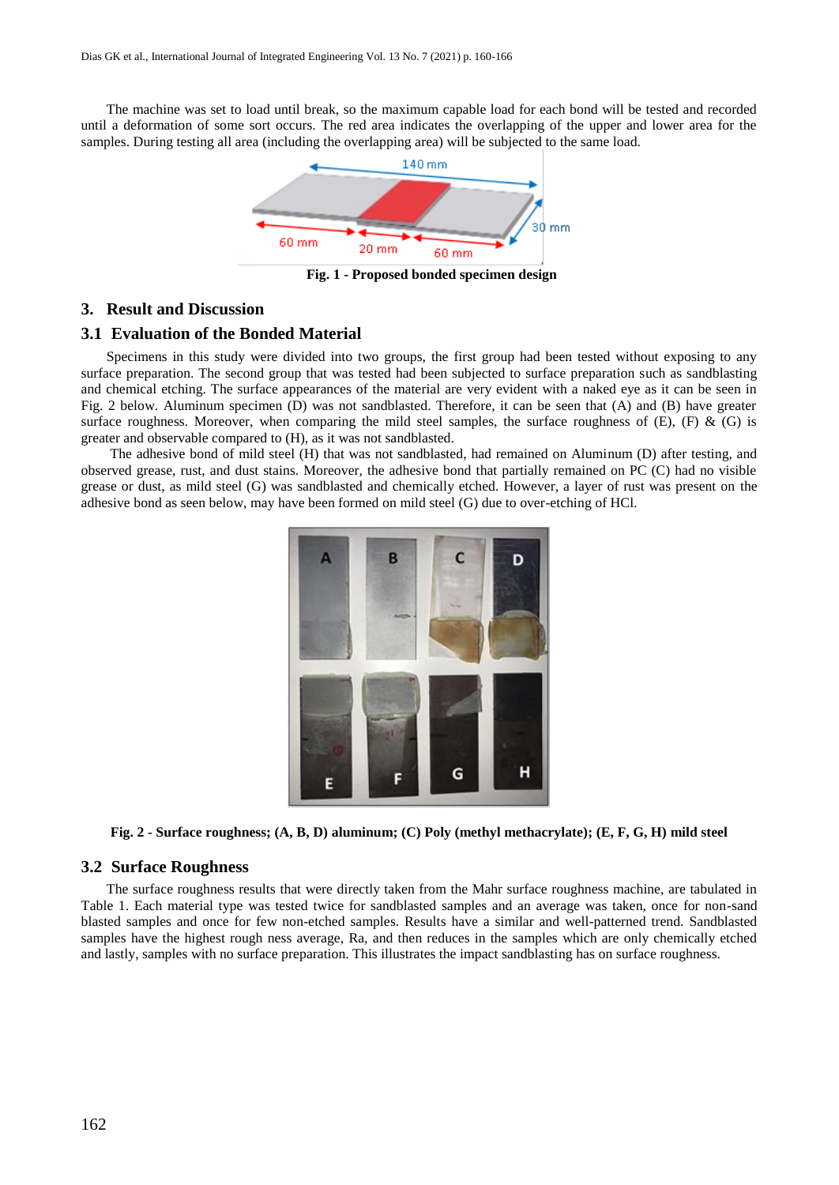The machine was set to load until break, so the maximum capable load for each bond will be tested and recorded until a deformation of some sort occurs. The red area indicates the overlapping of the upper and lower area for the samples. During testing all area (including the overlapping area) will be subjected to the same load.

**Fig. 1 - Proposed bonded specimen design**

## 3. Result and Discussion

### 3.1 Evaluation of the Bonded Material

Specimens in this study were divided into two groups, the first group had been tested without exposing to any surface preparation. The second group that was tested had been subjected to surface preparation such as sandblasting and chemical etching. The surface appearances of the material are very evident with a naked eye as it can be seen in Fig. 2 below. Aluminum specimen (D) was not sandblasted. Therefore, it can be seen that (A) and (B) have greater surface roughness. Moreover, when comparing the mild steel samples, the surface roughness of (E), (F) & (G) is greater and observable compared to (H), as it was not sandblasted.

The adhesive bond of mild steel (H) that was not sandblasted, had remained on Aluminum (D) after testing, and observed grease, rust, and dust stains. Moreover, the adhesive bond that partially remained on PC (C) had no visible grease or dust, as mild steel (G) was sandblasted and chemically etched. However, a layer of rust was present on the adhesive bond as seen below, may have been formed on mild steel (G) due to over-etching of HCl.

**Fig. 2 - Surface roughness; (A, B, D) aluminum; (C) Poly (methyl methacrylate); (E, F, G, H) mild steel**

### 3.2 Surface Roughness

The surface roughness results that were directly taken from the Mahr surface roughness machine, are tabulated in Table 1. Each material type was tested twice for sandblasted samples and an average was taken, once for non-sand blasted samples and once for few non-etched samples. Results have a similar and well-patterned trend. Sandblasted samples have the highest rough ness average, Ra, and then reduces in the samples which are only chemically etched and lastly, samples with no surface preparation. This illustrates the impact sandblasting has on surface roughness.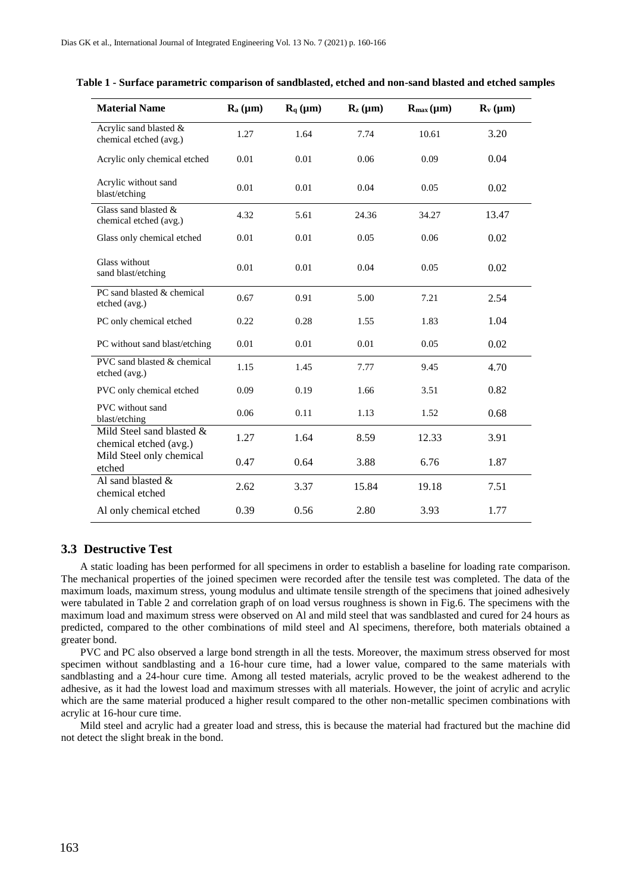**Table 1 - Surface parametric comparison of sandblasted, etched and non-sand blasted and etched samples**

| Material Name | $R_a$ (μm) | $R_q$ (μm) | $R_z$ (μm) | $R_{max}$ (μm) | $R_v$ (μm) |
|---|---|---|---|---|---|
| Acrylic sand blasted & chemical etched (avg.) | 1.27 | 1.64 | 7.74 | 10.61 | 3.20 |
| Acrylic only chemical etched | 0.01 | 0.01 | 0.06 | 0.09 | 0.04 |
| Acrylic without sand blast/etching | 0.01 | 0.01 | 0.04 | 0.05 | 0.02 |
| Glass sand blasted & chemical etched (avg.) | 4.32 | 5.61 | 24.36 | 34.27 | 13.47 |
| Glass only chemical etched | 0.01 | 0.01 | 0.05 | 0.06 | 0.02 |
| Glass without sand blast/etching | 0.01 | 0.01 | 0.04 | 0.05 | 0.02 |
| PC sand blasted & chemical etched (avg.) | 0.67 | 0.91 | 5.00 | 7.21 | 2.54 |
| PC only chemical etched | 0.22 | 0.28 | 1.55 | 1.83 | 1.04 |
| PC without sand blast/etching | 0.01 | 0.01 | 0.01 | 0.05 | 0.02 |
| PVC sand blasted & chemical etched (avg.) | 1.15 | 1.45 | 7.77 | 9.45 | 4.70 |
| PVC only chemical etched | 0.09 | 0.19 | 1.66 | 3.51 | 0.82 |
| PVC without sand blast/etching | 0.06 | 0.11 | 1.13 | 1.52 | 0.68 |
| Mild Steel sand blasted & chemical etched (avg.) | 1.27 | 1.64 | 8.59 | 12.33 | 3.91 |
| Mild Steel only chemical etched | 0.47 | 0.64 | 3.88 | 6.76 | 1.87 |
| Al sand blasted & chemical etched | 2.62 | 3.37 | 15.84 | 19.18 | 7.51 |
| Al only chemical etched | 0.39 | 0.56 | 2.80 | 3.93 | 1.77 |

### 3.3 Destructive Test

A static loading has been performed for all specimens in order to establish a baseline for loading rate comparison. The mechanical properties of the joined specimen were recorded after the tensile test was completed. The data of the maximum loads, maximum stress, young modulus and ultimate tensile strength of the specimens that joined adhesively were tabulated in Table 2 and correlation graph of on load versus roughness is shown in Fig.6. The specimens with the maximum load and maximum stress were observed on Al and mild steel that was sandblasted and cured for 24 hours as predicted, compared to the other combinations of mild steel and Al specimens, therefore, both materials obtained a greater bond.

PVC and PC also observed a large bond strength in all the tests. Moreover, the maximum stress observed for most specimen without sandblasting and a 16-hour cure time, had a lower value, compared to the same materials with sandblasting and a 24-hour cure time. Among all tested materials, acrylic proved to be the weakest adherend to the adhesive, as it had the lowest load and maximum stresses with all materials. However, the joint of acrylic and acrylic which are the same material produced a higher result compared to the other non-metallic specimen combinations with acrylic at 16-hour cure time.

Mild steel and acrylic had a greater load and stress, this is because the material had fractured but the machine did not detect the slight break in the bond.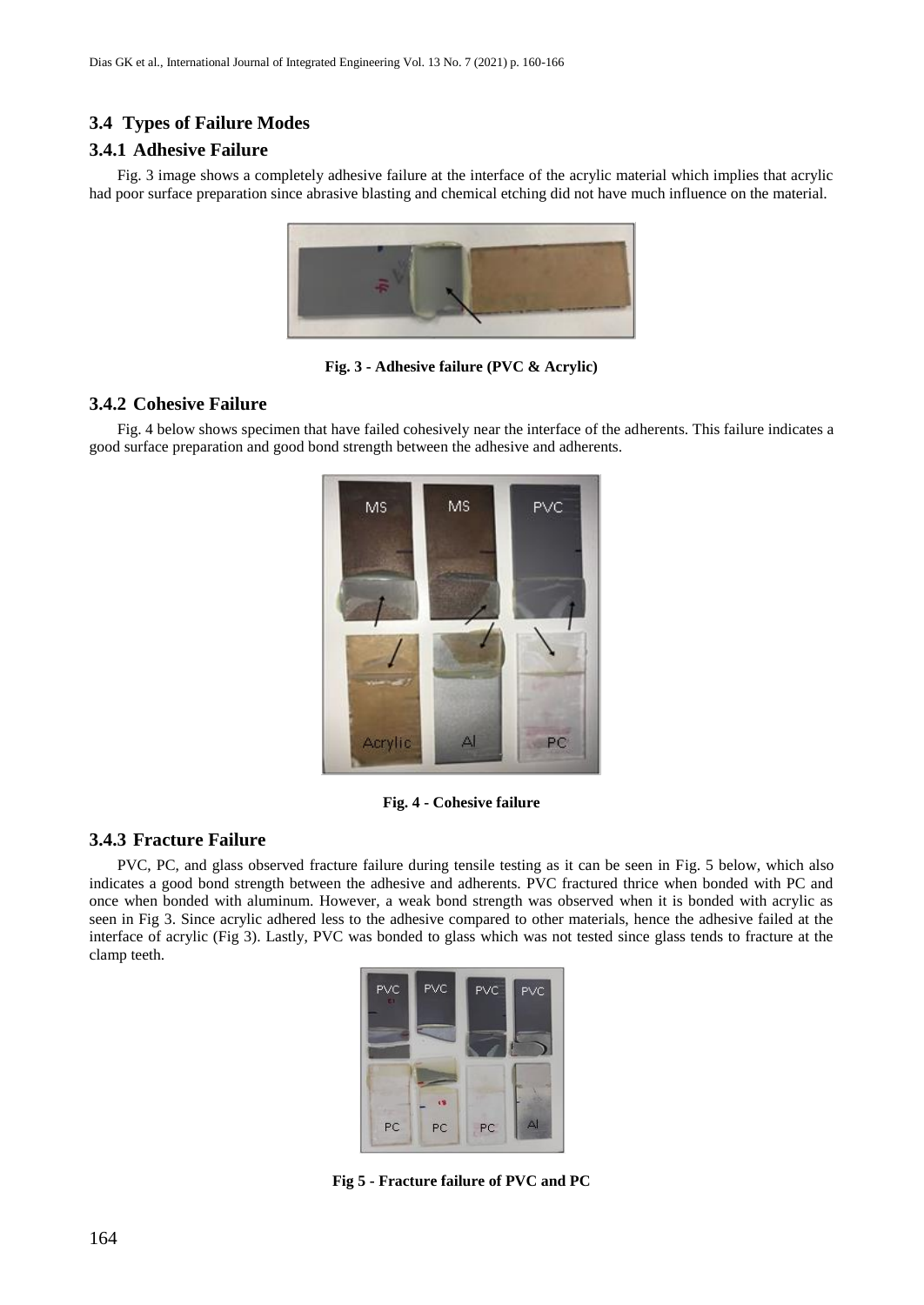## 3.4 Types of Failure Modes

### 3.4.1 Adhesive Failure

Fig. 3 image shows a completely adhesive failure at the interface of the acrylic material which implies that acrylic had poor surface preparation since abrasive blasting and chemical etching did not have much influence on the material.

**Fig. 3 - Adhesive failure (PVC & Acrylic)**

### 3.4.2 Cohesive Failure

Fig. 4 below shows specimen that have failed cohesively near the interface of the adherents. This failure indicates a good surface preparation and good bond strength between the adhesive and adherents.

**Fig. 4 - Cohesive failure**

### 3.4.3 Fracture Failure

PVC, PC, and glass observed fracture failure during tensile testing as it can be seen in Fig. 5 below, which also indicates a good bond strength between the adhesive and adherents. PVC fractured thrice when bonded with PC and once when bonded with aluminum. However, a weak bond strength was observed when it is bonded with acrylic as seen in Fig 3. Since acrylic adhered less to the adhesive compared to other materials, hence the adhesive failed at the interface of acrylic (Fig 3). Lastly, PVC was bonded to glass which was not tested since glass tends to fracture at the clamp teeth.

**Fig 5 - Fracture failure of PVC and PC**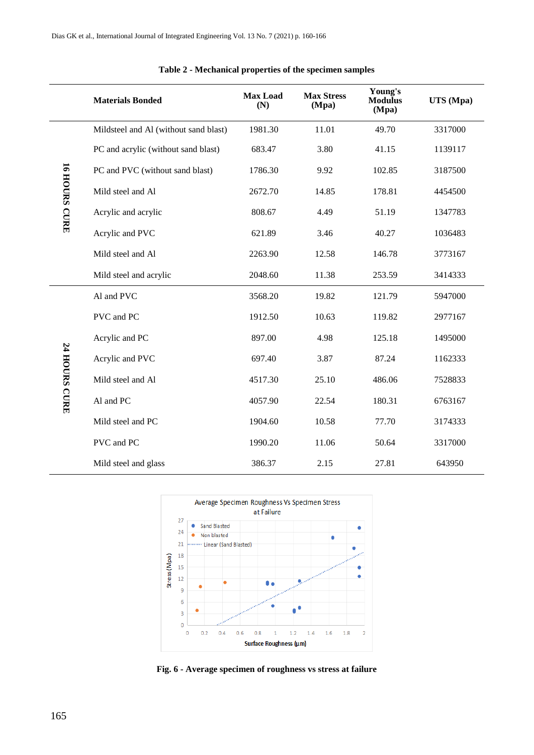**Table 2 - Mechanical properties of the specimen samples**

| | Materials Bonded | Max Load (N) | Max Stress (Mpa) | Young's Modulus (Mpa) | UTS (Mpa) |
|---|---|---|---|---|---|
| 16 HOURS CURE | Mildsteel and Al (without sand blast) | 1981.30 | 11.01 | 49.70 | 3317000 |
| | PC and acrylic (without sand blast) | 683.47 | 3.80 | 41.15 | 1139117 |
| | PC and PVC (without sand blast) | 1786.30 | 9.92 | 102.85 | 3187500 |
| | Mild steel and Al | 2672.70 | 14.85 | 178.81 | 4454500 |
| | Acrylic and acrylic | 808.67 | 4.49 | 51.19 | 1347783 |
| | Acrylic and PVC | 621.89 | 3.46 | 40.27 | 1036483 |
| | Mild steel and Al | 2263.90 | 12.58 | 146.78 | 3773167 |
| | Mild steel and acrylic | 2048.60 | 11.38 | 253.59 | 3414333 |
| 24 HOURS CURE | Al and PVC | 3568.20 | 19.82 | 121.79 | 5947000 |
| | PVC and PC | 1912.50 | 10.63 | 119.82 | 2977167 |
| | Acrylic and PC | 897.00 | 4.98 | 125.18 | 1495000 |
| | Acrylic and PVC | 697.40 | 3.87 | 87.24 | 1162333 |
| | Mild steel and Al | 4517.30 | 25.10 | 486.06 | 7528833 |
| | Al and PC | 4057.90 | 22.54 | 180.31 | 6763167 |
| | Mild steel and PC | 1904.60 | 10.58 | 77.70 | 3174333 |
| | PVC and PC | 1990.20 | 11.06 | 50.64 | 3317000 |
| | Mild steel and glass | 386.37 | 2.15 | 27.81 | 643950 |

**Fig. 6 - Average specimen of roughness vs stress at failure**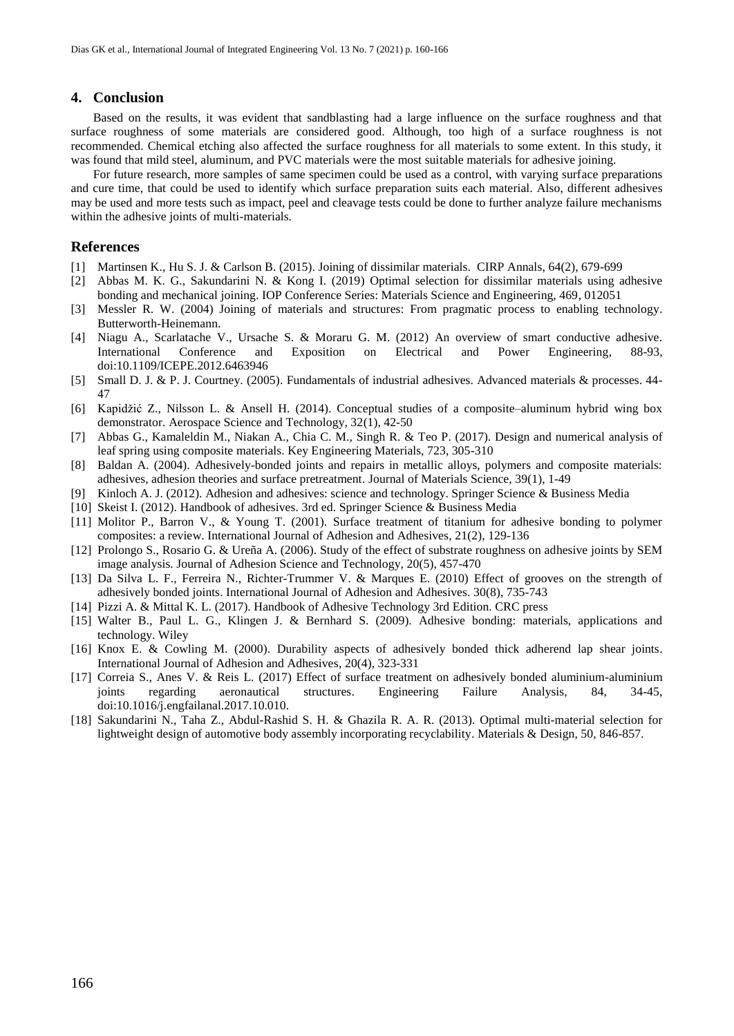## 4. Conclusion

Based on the results, it was evident that sandblasting had a large influence on the surface roughness and that surface roughness of some materials are considered good. Although, too high of a surface roughness is not recommended. Chemical etching also affected the surface roughness for all materials to some extent. In this study, it was found that mild steel, aluminum, and PVC materials were the most suitable materials for adhesive joining.

For future research, more samples of same specimen could be used as a control, with varying surface preparations and cure time, that could be used to identify which surface preparation suits each material. Also, different adhesives may be used and more tests such as impact, peel and cleavage tests could be done to further analyze failure mechanisms within the adhesive joints of multi-materials.

## References

[1] Martinsen K., Hu S. J. & Carlson B. (2015). Joining of dissimilar materials. CIRP Annals, 64(2), 679-699

[2] Abbas M. K. G., Sakundarini N. & Kong I. (2019) Optimal selection for dissimilar materials using adhesive bonding and mechanical joining. IOP Conference Series: Materials Science and Engineering, 469, 012051

[3] Messler R. W. (2004) Joining of materials and structures: From pragmatic process to enabling technology. Butterworth-Heinemann.

[4] Niagu A., Scarlatache V., Ursache S. & Moraru G. M. (2012) An overview of smart conductive adhesive. International Conference and Exposition on Electrical and Power Engineering, 88-93, doi:10.1109/ICEPE.2012.6463946

[5] Small D. J. & P. J. Courtney. (2005). Fundamentals of industrial adhesives. Advanced materials & processes. 44-47

[6] Kapidžić Z., Nilsson L. & Ansell H. (2014). Conceptual studies of a composite–aluminum hybrid wing box demonstrator. Aerospace Science and Technology, 32(1), 42-50

[7] Abbas G., Kamaleldin M., Niakan A., Chia C. M., Singh R. & Teo P. (2017). Design and numerical analysis of leaf spring using composite materials. Key Engineering Materials, 723, 305-310

[8] Baldan A. (2004). Adhesively-bonded joints and repairs in metallic alloys, polymers and composite materials: adhesives, adhesion theories and surface pretreatment. Journal of Materials Science, 39(1), 1-49

[9] Kinloch A. J. (2012). Adhesion and adhesives: science and technology. Springer Science & Business Media

[10] Skeist I. (2012). Handbook of adhesives. 3rd ed. Springer Science & Business Media

[11] Molitor P., Barron V., & Young T. (2001). Surface treatment of titanium for adhesive bonding to polymer composites: a review. International Journal of Adhesion and Adhesives, 21(2), 129-136

[12] Prolongo S., Rosario G. & Ureña A. (2006). Study of the effect of substrate roughness on adhesive joints by SEM image analysis. Journal of Adhesion Science and Technology, 20(5), 457-470

[13] Da Silva L. F., Ferreira N., Richter-Trummer V. & Marques E. (2010) Effect of grooves on the strength of adhesively bonded joints. International Journal of Adhesion and Adhesives. 30(8), 735-743

[14] Pizzi A. & Mittal K. L. (2017). Handbook of Adhesive Technology 3rd Edition. CRC press

[15] Walter B., Paul L. G., Klingen J. & Bernhard S. (2009). Adhesive bonding: materials, applications and technology. Wiley

[16] Knox E. & Cowling M. (2000). Durability aspects of adhesively bonded thick adherend lap shear joints. International Journal of Adhesion and Adhesives, 20(4), 323-331

[17] Correia S., Anes V. & Reis L. (2017) Effect of surface treatment on adhesively bonded aluminium-aluminium joints regarding aeronautical structures. Engineering Failure Analysis, 84, 34-45, doi:10.1016/j.engfailanal.2017.10.010.

[18] Sakundarini N., Taha Z., Abdul-Rashid S. H. & Ghazila R. A. R. (2013). Optimal multi-material selection for lightweight design of automotive body assembly incorporating recyclability. Materials & Design, 50, 846-857.